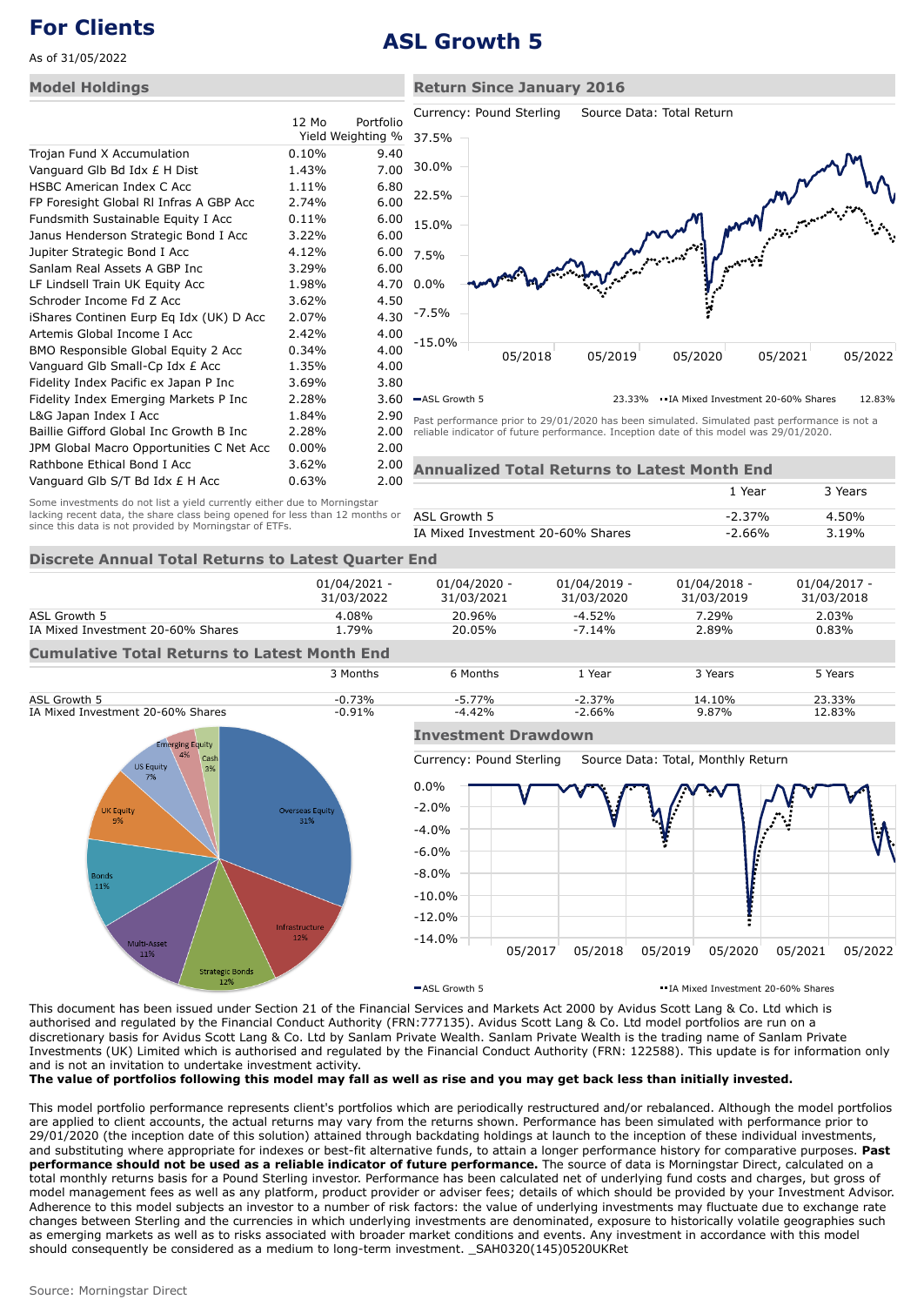# For Clients

As of 31/05/2022

# ASL Growth 5

## Model Holdings

| | 12 Mo Yield | Portfolio Weighting % |
|---|---|---|
| Trojan Fund X Accumulation | 0.10% | 9.40 |
| Vanguard Glb Bd Idx £ H Dist | 1.43% | 7.00 |
| HSBC American Index C Acc | 1.11% | 6.80 |
| FP Foresight Global Rl Infras A GBP Acc | 2.74% | 6.00 |
| Fundsmith Sustainable Equity I Acc | 0.11% | 6.00 |
| Janus Henderson Strategic Bond I Acc | 3.22% | 6.00 |
| Jupiter Strategic Bond I Acc | 4.12% | 6.00 |
| Sanlam Real Assets A GBP Inc | 3.29% | 6.00 |
| LF Lindsell Train UK Equity Acc | 1.98% | 4.70 |
| Schroder Income Fd Z Acc | 3.62% | 4.50 |
| iShares Continen Eurp Eq Idx (UK) D Acc | 2.07% | 4.30 |
| Artemis Global Income I Acc | 2.42% | 4.00 |
| BMO Responsible Global Equity 2 Acc | 0.34% | 4.00 |
| Vanguard Glb Small-Cp Idx £ Acc | 1.35% | 4.00 |
| Fidelity Index Pacific ex Japan P Inc | 3.69% | 3.80 |
| Fidelity Index Emerging Markets P Inc | 2.28% | 3.60 |
| L&G Japan Index I Acc | 1.84% | 2.90 |
| Baillie Gifford Global Inc Growth B Inc | 2.28% | 2.00 |
| JPM Global Macro Opportunities C Net Acc | 0.00% | 2.00 |
| Rathbone Ethical Bond I Acc | 3.62% | 2.00 |
| Vanguard Glb S/T Bd Idx £ H Acc | 0.63% | 2.00 |

Some investments do not list a yield currently either due to Morningstar lacking recent data, the share class being opened for less than 12 months or since this data is not provided by Morningstar of ETFs.

## Return Since January 2016

Currency: Pound Sterling  Source Data: Total Return

ASL Growth 5 23.33%  IA Mixed Investment 20-60% Shares 12.83%

Past performance prior to 29/01/2020 has been simulated. Simulated past performance is not a reliable indicator of future performance. Inception date of this model was 29/01/2020.

## Annualized Total Returns to Latest Month End

| | 1 Year | 3 Years |
|---|---|---|
| ASL Growth 5 | -2.37% | 4.50% |
| IA Mixed Investment 20-60% Shares | -2.66% | 3.19% |

## Discrete Annual Total Returns to Latest Quarter End

| | 01/04/2021 - 31/03/2022 | 01/04/2020 - 31/03/2021 | 01/04/2019 - 31/03/2020 | 01/04/2018 - 31/03/2019 | 01/04/2017 - 31/03/2018 |
|---|---|---|---|---|---|
| ASL Growth 5 | 4.08% | 20.96% | -4.52% | 7.29% | 2.03% |
| IA Mixed Investment 20-60% Shares | 1.79% | 20.05% | -7.14% | 2.89% | 0.83% |

## Cumulative Total Returns to Latest Month End

| | 3 Months | 6 Months | 1 Year | 3 Years | 5 Years |
|---|---|---|---|---|---|
| ASL Growth 5 | -0.73% | -5.77% | -2.37% | 14.10% | 23.33% |
| IA Mixed Investment 20-60% Shares | -0.91% | -4.42% | -2.66% | 9.87% | 12.83% |

Overseas Equity 31%, Infrastructure 12%, Strategic Bonds 12%, Multi-Asset 11%, Bonds 11%, UK Equity 9%, US Equity 7%, Emerging Equity 4%, Cash 3%

## Investment Drawdown

Currency: Pound Sterling  Source Data: Total, Monthly Return

ASL Growth 5  IA Mixed Investment 20-60% Shares

This document has been issued under Section 21 of the Financial Services and Markets Act 2000 by Avidus Scott Lang & Co. Ltd which is authorised and regulated by the Financial Conduct Authority (FRN:777135). Avidus Scott Lang & Co. Ltd model portfolios are run on a discretionary basis for Avidus Scott Lang & Co. Ltd by Sanlam Private Wealth. Sanlam Private Wealth is the trading name of Sanlam Private Investments (UK) Limited which is authorised and regulated by the Financial Conduct Authority (FRN: 122588). This update is for information only and is not an invitation to undertake investment activity.

**The value of portfolios following this model may fall as well as rise and you may get back less than initially invested.**

This model portfolio performance represents client's portfolios which are periodically restructured and/or rebalanced. Although the model portfolios are applied to client accounts, the actual returns may vary from the returns shown. Performance has been simulated with performance prior to 29/01/2020 (the inception date of this solution) attained through backdating holdings at launch to the inception of these individual investments, and substituting where appropriate for indexes or best-fit alternative funds, to attain a longer performance history for comparative purposes. **Past performance should not be used as a reliable indicator of future performance.** The source of data is Morningstar Direct, calculated on a total monthly returns basis for a Pound Sterling investor. Performance has been calculated net of underlying fund costs and charges, but gross of model management fees as well as any platform, product provider or adviser fees; details of which should be provided by your Investment Advisor. Adherence to this model subjects an investor to a number of risk factors: the value of underlying investments may fluctuate due to exchange rate changes between Sterling and the currencies in which underlying investments are denominated, exposure to historically volatile geographies such as emerging markets as well as to risks associated with broader market conditions and events. Any investment in accordance with this model should consequently be considered as a medium to long-term investment. _SAH0320(145)0520UKRet

Source: Morningstar Direct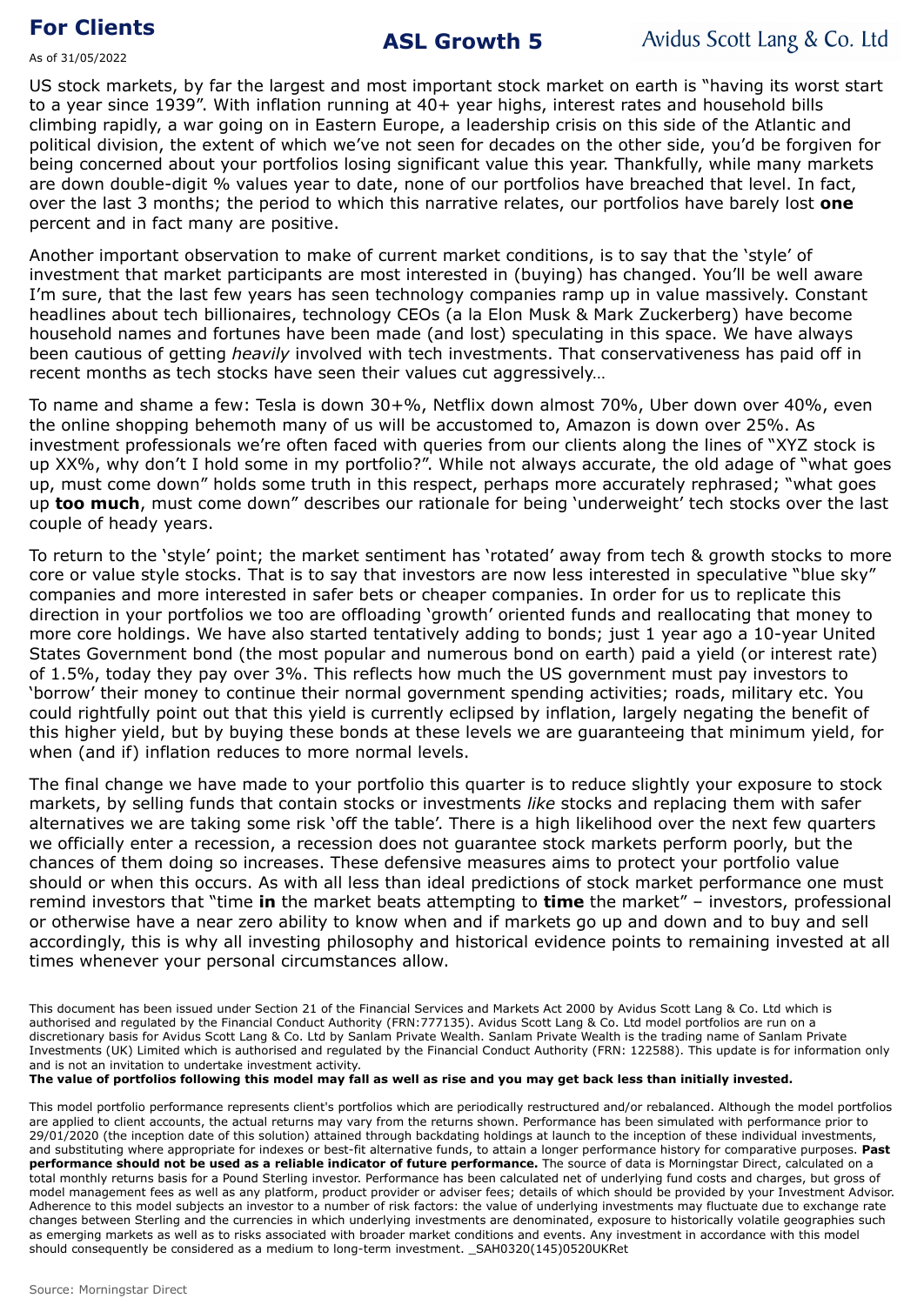**For Clients**

As of 31/05/2022

## ASL Growth 5

Avidus Scott Lang & Co. Ltd

US stock markets, by far the largest and most important stock market on earth is "having its worst start to a year since 1939". With inflation running at 40+ year highs, interest rates and household bills climbing rapidly, a war going on in Eastern Europe, a leadership crisis on this side of the Atlantic and political division, the extent of which we've not seen for decades on the other side, you'd be forgiven for being concerned about your portfolios losing significant value this year. Thankfully, while many markets are down double-digit % values year to date, none of our portfolios have breached that level. In fact, over the last 3 months; the period to which this narrative relates, our portfolios have barely lost **one** percent and in fact many are positive.

Another important observation to make of current market conditions, is to say that the 'style' of investment that market participants are most interested in (buying) has changed. You'll be well aware I'm sure, that the last few years has seen technology companies ramp up in value massively. Constant headlines about tech billionaires, technology CEOs (a la Elon Musk & Mark Zuckerberg) have become household names and fortunes have been made (and lost) speculating in this space. We have always been cautious of getting *heavily* involved with tech investments. That conservativeness has paid off in recent months as tech stocks have seen their values cut aggressively…

To name and shame a few: Tesla is down 30+%, Netflix down almost 70%, Uber down over 40%, even the online shopping behemoth many of us will be accustomed to, Amazon is down over 25%. As investment professionals we're often faced with queries from our clients along the lines of "XYZ stock is up XX%, why don't I hold some in my portfolio?". While not always accurate, the old adage of "what goes up, must come down" holds some truth in this respect, perhaps more accurately rephrased; "what goes up **too much**, must come down" describes our rationale for being 'underweight' tech stocks over the last couple of heady years.

To return to the 'style' point; the market sentiment has 'rotated' away from tech & growth stocks to more core or value style stocks. That is to say that investors are now less interested in speculative "blue sky" companies and more interested in safer bets or cheaper companies. In order for us to replicate this direction in your portfolios we too are offloading 'growth' oriented funds and reallocating that money to more core holdings. We have also started tentatively adding to bonds; just 1 year ago a 10-year United States Government bond (the most popular and numerous bond on earth) paid a yield (or interest rate) of 1.5%, today they pay over 3%. This reflects how much the US government must pay investors to 'borrow' their money to continue their normal government spending activities; roads, military etc. You could rightfully point out that this yield is currently eclipsed by inflation, largely negating the benefit of this higher yield, but by buying these bonds at these levels we are guaranteeing that minimum yield, for when (and if) inflation reduces to more normal levels.

The final change we have made to your portfolio this quarter is to reduce slightly your exposure to stock markets, by selling funds that contain stocks or investments *like* stocks and replacing them with safer alternatives we are taking some risk 'off the table'. There is a high likelihood over the next few quarters we officially enter a recession, a recession does not guarantee stock markets perform poorly, but the chances of them doing so increases. These defensive measures aims to protect your portfolio value should or when this occurs. As with all less than ideal predictions of stock market performance one must remind investors that "time **in** the market beats attempting to **time** the market" – investors, professional or otherwise have a near zero ability to know when and if markets go up and down and to buy and sell accordingly, this is why all investing philosophy and historical evidence points to remaining invested at all times whenever your personal circumstances allow.

This document has been issued under Section 21 of the Financial Services and Markets Act 2000 by Avidus Scott Lang & Co. Ltd which is authorised and regulated by the Financial Conduct Authority (FRN:777135). Avidus Scott Lang & Co. Ltd model portfolios are run on a discretionary basis for Avidus Scott Lang & Co. Ltd by Sanlam Private Wealth. Sanlam Private Wealth is the trading name of Sanlam Private Investments (UK) Limited which is authorised and regulated by the Financial Conduct Authority (FRN: 122588). This update is for information only and is not an invitation to undertake investment activity.

**The value of portfolios following this model may fall as well as rise and you may get back less than initially invested.**

This model portfolio performance represents client's portfolios which are periodically restructured and/or rebalanced. Although the model portfolios are applied to client accounts, the actual returns may vary from the returns shown. Performance has been simulated with performance prior to 29/01/2020 (the inception date of this solution) attained through backdating holdings at launch to the inception of these individual investments, and substituting where appropriate for indexes or best-fit alternative funds, to attain a longer performance history for comparative purposes. **Past performance should not be used as a reliable indicator of future performance.** The source of data is Morningstar Direct, calculated on a total monthly returns basis for a Pound Sterling investor. Performance has been calculated net of underlying fund costs and charges, but gross of model management fees as well as any platform, product provider or adviser fees; details of which should be provided by your Investment Advisor. Adherence to this model subjects an investor to a number of risk factors: the value of underlying investments may fluctuate due to exchange rate changes between Sterling and the currencies in which underlying investments are denominated, exposure to historically volatile geographies such as emerging markets as well as to risks associated with broader market conditions and events. Any investment in accordance with this model should consequently be considered as a medium to long-term investment. _SAH0320(145)0520UKRet

Source: Morningstar Direct